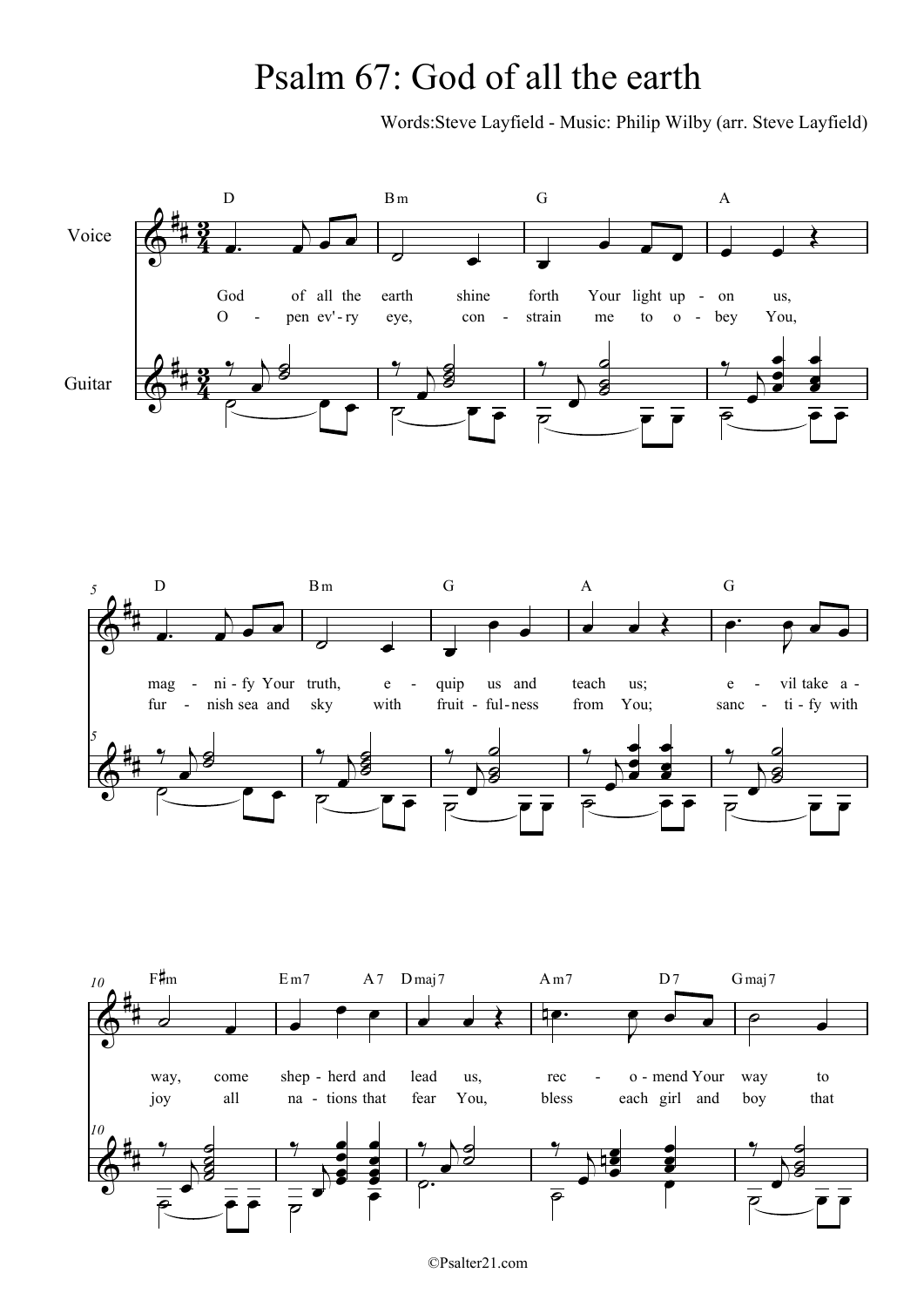# Psalm 67: God of all the earth

Words:Steve Layfield - Music: Philip Wilby (arr. Steve Layfield)

Voice

Guitar

D Bm G A

God of all the earth shine forth Your light up - on us,
O - pen ev'-ry eye, con - strain me to o - bey You,

D Bm G A G

mag - ni - fy Your truth, e - quip us and teach us; e - vil take a -
fur - nish sea and sky with fruit - ful-ness from You; sanc - ti - fy with

F♯m Em7 A7 Dmaj7 Am7 D7 Gmaj7

way, come shep - herd and lead us, rec - o - mend Your way to
joy all na - tions that fear You, bless each girl and boy that

©Psalter21.com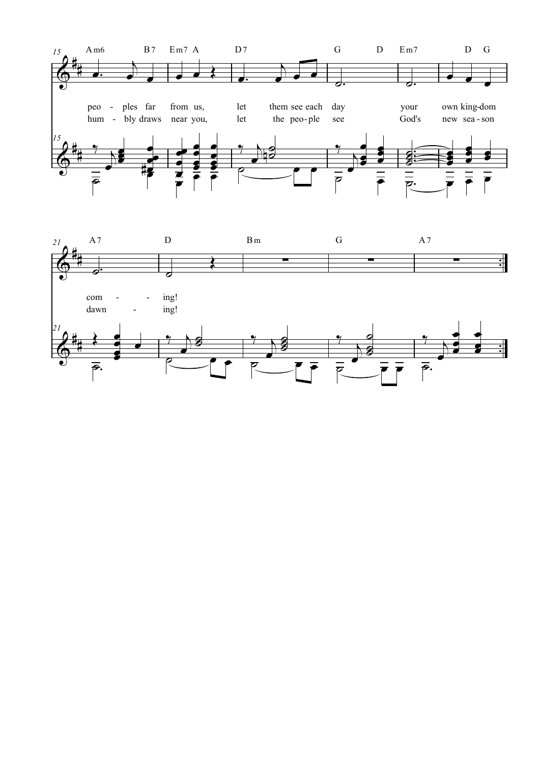Am6 B7 Em7 A D7 G D Em7 D G

peo - ples far from us, let them see each day your own king-dom

hum - bly draws near you, let the peo-ple see God's new sea - son

A7 D Bm G A7

com - ing!

dawn - ing!